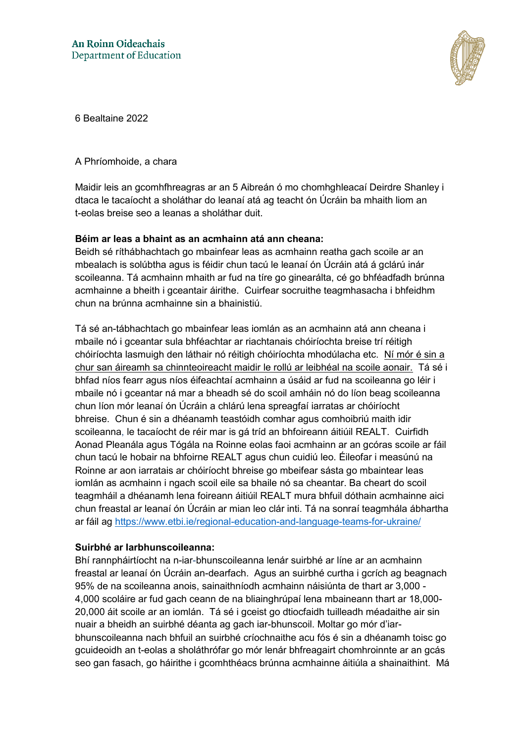An Roinn Oideachais
Department of Education

6 Bealtaine 2022

A Phríomhoide, a chara

Maidir leis an gcomhfhreagras ar an 5 Aibreán ó mo chomhghleacaí Deirdre Shanley i dtaca le tacaíocht a sholáthar do leanaí atá ag teacht ón Úcráin ba mhaith liom an t-eolas breise seo a leanas a sholáthar duit.

**Béim ar leas a bhaint as an acmhainn atá ann cheana:**
Beidh sé ríthábhachtach go mbainfear leas as acmhainn reatha gach scoile ar an mbealach is solúbtha agus is féidir chun tacú le leanaí ón Úcráin atá á gclárú inár scoileanna. Tá acmhainn mhaith ar fud na tíre go ginearálta, cé go bhféadfadh brúnna acmhainne a bheith i gceantair áirithe. Cuirfear socruithe teagmhasacha i bhfeidhm chun na brúnna acmhainne sin a bhainistiú.

Tá sé an-tábhachtach go mbainfear leas iomlán as an acmhainn atá ann cheana i mbaile nó i gceantar sula bhféachtar ar riachtanais chóiríochta breise trí réitigh chóiríochta lasmuigh den láthair nó réitigh chóiríochta mhodúlacha etc. <u>Ní mór é sin a chur san áireamh sa chinnteoireacht maidir le rollú ar leibhéal na scoile aonair.</u> Tá sé i bhfad níos fearr agus níos éifeachtaí acmhainn a úsáid ar fud na scoileanna go léir i mbaile nó i gceantar ná mar a bheadh sé do scoil amháin nó do líon beag scoileanna chun líon mór leanaí ón Úcráin a chlárú lena spreagfaí iarratas ar chóiríocht bhreise. Chun é sin a dhéanamh teastóidh comhar agus comhoibriú maith idir scoileanna, le tacaíocht de réir mar is gá tríd an bhfoireann áitiúil REALT. Cuirfidh Aonad Pleanála agus Tógála na Roinne eolas faoi acmhainn ar an gcóras scoile ar fáil chun tacú le hobair na bhfoirne REALT agus chun cuidiú leo. Éileofar i measúnú na Roinne ar aon iarratais ar chóiríocht bhreise go mbeifear sásta go mbaintear leas iomlán as acmhainn i ngach scoil eile sa bhaile nó sa cheantar. Ba cheart do scoil teagmháil a dhéanamh lena foireann áitiúil REALT mura bhfuil dóthain acmhainne aici chun freastal ar leanaí ón Úcráin ar mian leo clár inti. Tá na sonraí teagmhála ábhartha ar fáil ag https://www.etbi.ie/regional-education-and-language-teams-for-ukraine/

**Suirbhé ar Iarbhunscoileanna:**
Bhí rannpháirtíocht na n-iar-bhunscoileanna lenár suirbhé ar líne ar an acmhainn freastal ar leanaí ón Úcráin an-dearfach. Agus an suirbhé curtha i gcrích ag beagnach 95% de na scoileanna anois, sainaithníodh acmhainn náisiúnta de thart ar 3,000 - 4,000 scoláire ar fud gach ceann de na bliainghrúpaí lena mbaineann thart ar 18,000-20,000 áit scoile ar an iomlán. Tá sé i gceist go dtiocfaidh tuilleadh méadaithe air sin nuair a bheidh an suirbhé déanta ag gach iar-bhunscoil. Moltar go mór d'iar-bhunscoileanna nach bhfuil an suirbhé críochnaithe acu fós é sin a dhéanamh toisc go gcuideoidh an t-eolas a sholáthrófar go mór lenár bhfreagairt chomhroinnte ar an gcás seo gan fasach, go háirithe i gcomhthéacs brúnna acmhainne áitiúla a shainaithint. Má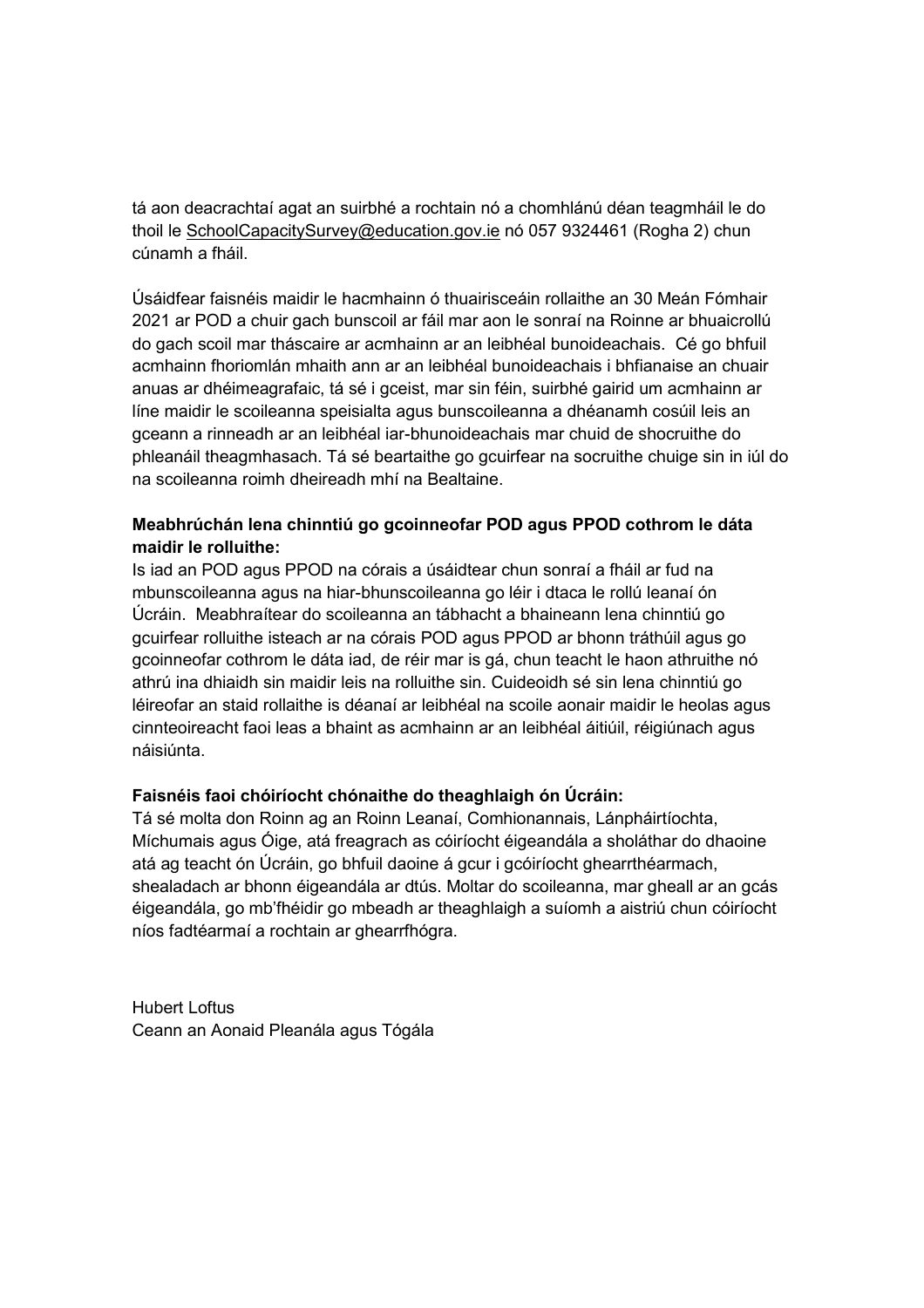tá aon deacrachtaí agat an suirbhé a rochtain nó a chomhlánú déan teagmháil le do thoil le SchoolCapacitySurvey@education.gov.ie nó 057 9324461 (Rogha 2) chun cúnamh a fháil.

Úsáidfear faisnéis maidir le hacmhainn ó thuairisceáin rollaithe an 30 Meán Fómhair 2021 ar POD a chuir gach bunscoil ar fáil mar aon le sonraí na Roinne ar bhuaicrollú do gach scoil mar tháscaire ar acmhainn ar an leibhéal bunoideachais. Cé go bhfuil acmhainn fhoriomlán mhaith ann ar an leibhéal bunoideachais i bhfianaise an chuair anuas ar dhéimeagrafaic, tá sé i gceist, mar sin féin, suirbhé gairid um acmhainn ar líne maidir le scoileanna speisialta agus bunscoileanna a dhéanamh cosúil leis an gceann a rinneadh ar an leibhéal iar-bhunoideachais mar chuid de shocruithe do phleanáil theagmhasach. Tá sé beartaithe go gcuirfear na socruithe chuige sin in iúl do na scoileanna roimh dheireadh mhí na Bealtaine.

**Meabhrúchán lena chinntiú go gcoinneofar POD agus PPOD cothrom le dáta maidir le rolluithe:**

Is iad an POD agus PPOD na córais a úsáidtear chun sonraí a fháil ar fud na mbunscoileanna agus na hiar-bhunscoileanna go léir i dtaca le rollú leanaí ón Úcráin. Meabhraítear do scoileanna an tábhacht a bhaineann lena chinntiú go gcuirfear rolluithe isteach ar na córais POD agus PPOD ar bhonn tráthúil agus go gcoinneofar cothrom le dáta iad, de réir mar is gá, chun teacht le haon athruithe nó athrú ina dhiaidh sin maidir leis na rolluithe sin. Cuideoidh sé sin lena chinntiú go léireofar an staid rollaithe is déanaí ar leibhéal na scoile aonair maidir le heolas agus cinnteoireacht faoi leas a bhaint as acmhainn ar an leibhéal áitiúil, réigiúnach agus náisiúnta.

**Faisnéis faoi chóiríocht chónaithe do theaghlaigh ón Úcráin:**

Tá sé molta don Roinn ag an Roinn Leanaí, Comhionannais, Lánpháirtíochta, Míchumais agus Óige, atá freagrach as cóiríocht éigeandála a sholáthar do dhaoine atá ag teacht ón Úcráin, go bhfuil daoine á gcur i gcóiríocht ghearrthéarmach, shealadach ar bhonn éigeandála ar dtús. Moltar do scoileanna, mar gheall ar an gcás éigeandála, go mb'fhéidir go mbeadh ar theaghlaigh a suíomh a aistriú chun cóiríocht níos fadtéarmaí a rochtain ar ghearrfhógra.

Hubert Loftus
Ceann an Aonaid Pleanála agus Tógála